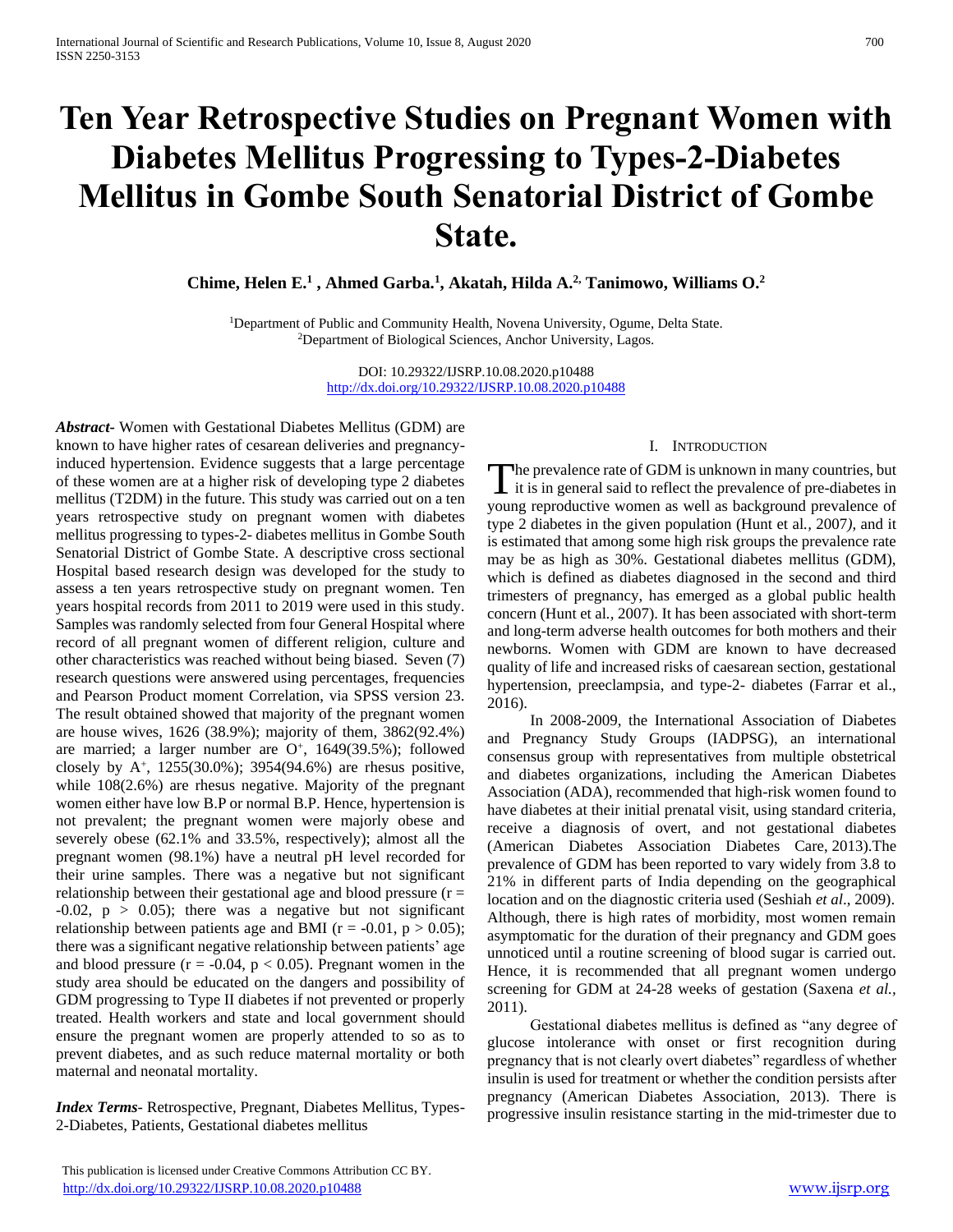# Ten Year Retrospective Studies on Pregnant Women with Diabetes Mellitus Progressing to Types-2-Diabetes Mellitus in Gombe South Senatorial District of Gombe State.

**Chime, Helen E.[1] , Ahmed Garba.[1], Akatah, Hilda A.[2], Tanimowo, Williams O.[2]**

[1]Department of Public and Community Health, Novena University, Ogume, Delta State.
[2]Department of Biological Sciences, Anchor University, Lagos.

DOI: 10.29322/IJSRP.10.08.2020.p10488
http://dx.doi.org/10.29322/IJSRP.10.08.2020.p10488

***Abstract***- Women with Gestational Diabetes Mellitus (GDM) are known to have higher rates of cesarean deliveries and pregnancy-induced hypertension. Evidence suggests that a large percentage of these women are at a higher risk of developing type 2 diabetes mellitus (T2DM) in the future. This study was carried out on a ten years retrospective study on pregnant women with diabetes mellitus progressing to types-2- diabetes mellitus in Gombe South Senatorial District of Gombe State. A descriptive cross sectional Hospital based research design was developed for the study to assess a ten years retrospective study on pregnant women. Ten years hospital records from 2011 to 2019 were used in this study. Samples was randomly selected from four General Hospital where record of all pregnant women of different religion, culture and other characteristics was reached without being biased. Seven (7) research questions were answered using percentages, frequencies and Pearson Product moment Correlation, via SPSS version 23. The result obtained showed that majority of the pregnant women are house wives, 1626 (38.9%); majority of them, 3862(92.4%) are married; a larger number are $O^+$, 1649(39.5%); followed closely by $A^+$, 1255(30.0%); 3954(94.6%) are rhesus positive, while 108(2.6%) are rhesus negative. Majority of the pregnant women either have low B.P or normal B.P. Hence, hypertension is not prevalent; the pregnant women were majorly obese and severely obese (62.1% and 33.5%, respectively); almost all the pregnant women (98.1%) have a neutral pH level recorded for their urine samples. There was a negative but not significant relationship between their gestational age and blood pressure ($r = -0.02$, $p > 0.05$); there was a negative but not significant relationship between patients age and BMI ($r = -0.01$, $p > 0.05$); there was a significant negative relationship between patients' age and blood pressure ($r = -0.04$, $p < 0.05$). Pregnant women in the study area should be educated on the dangers and possibility of GDM progressing to Type II diabetes if not prevented or properly treated. Health workers and state and local government should ensure the pregnant women are properly attended to so as to prevent diabetes, and as such reduce maternal mortality or both maternal and neonatal mortality.

***Index Terms***- Retrospective, Pregnant, Diabetes Mellitus, Types-2-Diabetes, Patients, Gestational diabetes mellitus

## I. Introduction

The prevalence rate of GDM is unknown in many countries, but it is in general said to reflect the prevalence of pre-diabetes in young reproductive women as well as background prevalence of type 2 diabetes in the given population (Hunt et al*.*, 2007*)*, and it is estimated that among some high risk groups the prevalence rate may be as high as 30%. Gestational diabetes mellitus (GDM), which is defined as diabetes diagnosed in the second and third trimesters of pregnancy, has emerged as a global public health concern (Hunt et al*.*, 2007). It has been associated with short-term and long-term adverse health outcomes for both mothers and their newborns. Women with GDM are known to have decreased quality of life and increased risks of caesarean section, gestational hypertension, preeclampsia, and type-2- diabetes (Farrar et al., 2016).

In 2008-2009, the International Association of Diabetes and Pregnancy Study Groups (IADPSG), an international consensus group with representatives from multiple obstetrical and diabetes organizations, including the American Diabetes Association (ADA), recommended that high-risk women found to have diabetes at their initial prenatal visit, using standard criteria, receive a diagnosis of overt, and not gestational diabetes (American Diabetes Association Diabetes Care, 2013).The prevalence of GDM has been reported to vary widely from 3.8 to 21% in different parts of India depending on the geographical location and on the diagnostic criteria used (Seshiah *et al*., 2009). Although, there is high rates of morbidity, most women remain asymptomatic for the duration of their pregnancy and GDM goes unnoticed until a routine screening of blood sugar is carried out. Hence, it is recommended that all pregnant women undergo screening for GDM at 24-28 weeks of gestation (Saxena *et al.,* 2011).

Gestational diabetes mellitus is defined as "any degree of glucose intolerance with onset or first recognition during pregnancy that is not clearly overt diabetes" regardless of whether insulin is used for treatment or whether the condition persists after pregnancy (American Diabetes Association, 2013). There is progressive insulin resistance starting in the mid-trimester due to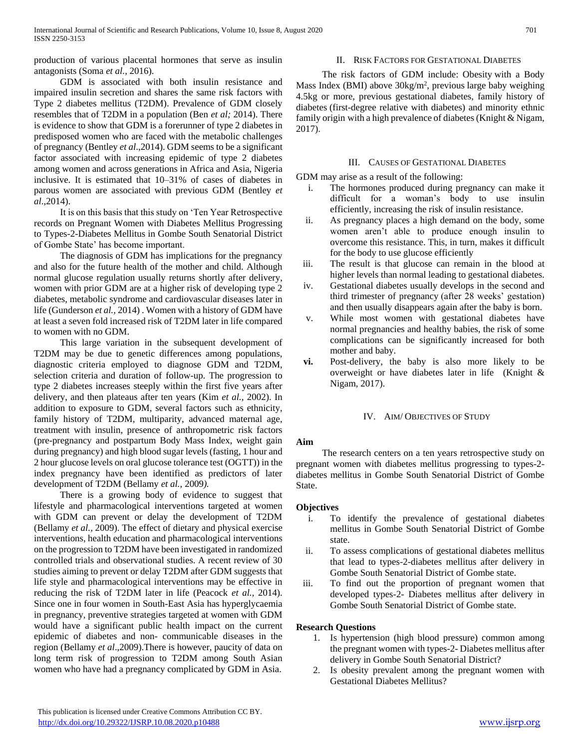production of various placental hormones that serve as insulin antagonists (Soma *et al.,* 2016).

GDM is associated with both insulin resistance and impaired insulin secretion and shares the same risk factors with Type 2 diabetes mellitus (T2DM). Prevalence of GDM closely resembles that of T2DM in a population (Ben *et al;* 2014). There is evidence to show that GDM is a forerunner of type 2 diabetes in predisposed women who are faced with the metabolic challenges of pregnancy (Bentley *et al*.,2014). GDM seems to be a significant factor associated with increasing epidemic of type 2 diabetes among women and across generations in Africa and Asia, Nigeria inclusive. It is estimated that 10–31% of cases of diabetes in parous women are associated with previous GDM (Bentley *et al*.,2014).

It is on this basis that this study on 'Ten Year Retrospective records on Pregnant Women with Diabetes Mellitus Progressing to Types-2-Diabetes Mellitus in Gombe South Senatorial District of Gombe State' has become important.

The diagnosis of GDM has implications for the pregnancy and also for the future health of the mother and child. Although normal glucose regulation usually returns shortly after delivery, women with prior GDM are at a higher risk of developing type 2 diabetes, metabolic syndrome and cardiovascular diseases later in life (Gunderson *et al.,* 2014) . Women with a history of GDM have at least a seven fold increased risk of T2DM later in life compared to women with no GDM.

This large variation in the subsequent development of T2DM may be due to genetic differences among populations, diagnostic criteria employed to diagnose GDM and T2DM, selection criteria and duration of follow-up. The progression to type 2 diabetes increases steeply within the first five years after delivery, and then plateaus after ten years (Kim *et al.,* 2002). In addition to exposure to GDM, several factors such as ethnicity, family history of T2DM, multiparity, advanced maternal age, treatment with insulin, presence of anthropometric risk factors (pre-pregnancy and postpartum Body Mass Index, weight gain during pregnancy) and high blood sugar levels (fasting, 1 hour and 2 hour glucose levels on oral glucose tolerance test (OGTT)) in the index pregnancy have been identified as predictors of later development of T2DM (Bellamy *et al.,* 2009*).*

There is a growing body of evidence to suggest that lifestyle and pharmacological interventions targeted at women with GDM can prevent or delay the development of T2DM (Bellamy *et al.,* 2009). The effect of dietary and physical exercise interventions, health education and pharmacological interventions on the progression to T2DM have been investigated in randomized controlled trials and observational studies. A recent review of 30 studies aiming to prevent or delay T2DM after GDM suggests that life style and pharmacological interventions may be effective in reducing the risk of T2DM later in life (Peacock *et al.,* 2014). Since one in four women in South-East Asia has hyperglycaemia in pregnancy, preventive strategies targeted at women with GDM would have a significant public health impact on the current epidemic of diabetes and non- communicable diseases in the region (Bellamy *et al*.,2009).There is however, paucity of data on long term risk of progression to T2DM among South Asian women who have had a pregnancy complicated by GDM in Asia.

## II. Risk Factors for Gestational Diabetes

The risk factors of GDM include: Obesity with a Body Mass Index (BMI) above 30kg/m$^2$, previous large baby weighing 4.5kg or more, previous gestational diabetes, family history of diabetes (first-degree relative with diabetes) and minority ethnic family origin with a high prevalence of diabetes (Knight & Nigam, 2017).

## III. Causes of Gestational Diabetes

GDM may arise as a result of the following:

i. The hormones produced during pregnancy can make it difficult for a woman's body to use insulin efficiently, increasing the risk of insulin resistance.
ii. As pregnancy places a high demand on the body, some women aren't able to produce enough insulin to overcome this resistance. This, in turn, makes it difficult for the body to use glucose efficiently
iii. The result is that glucose can remain in the blood at higher levels than normal leading to gestational diabetes.
iv. Gestational diabetes usually develops in the second and third trimester of pregnancy (after 28 weeks' gestation) and then usually disappears again after the baby is born.
v. While most women with gestational diabetes have normal pregnancies and healthy babies, the risk of some complications can be significantly increased for both mother and baby.
**vi.** Post-delivery, the baby is also more likely to be overweight or have diabetes later in life (Knight & Nigam, 2017).

## IV. Aim/ Objectives of Study

**Aim**

The research centers on a ten years retrospective study on pregnant women with diabetes mellitus progressing to types-2-diabetes mellitus in Gombe South Senatorial District of Gombe State.

**Objectives**

i. To identify the prevalence of gestational diabetes mellitus in Gombe South Senatorial District of Gombe state.
ii. To assess complications of gestational diabetes mellitus that lead to types-2-diabetes mellitus after delivery in Gombe South Senatorial District of Gombe state.
iii. To find out the proportion of pregnant women that developed types-2- Diabetes mellitus after delivery in Gombe South Senatorial District of Gombe state.

**Research Questions**

1. Is hypertension (high blood pressure) common among the pregnant women with types-2- Diabetes mellitus after delivery in Gombe South Senatorial District?
2. Is obesity prevalent among the pregnant women with Gestational Diabetes Mellitus?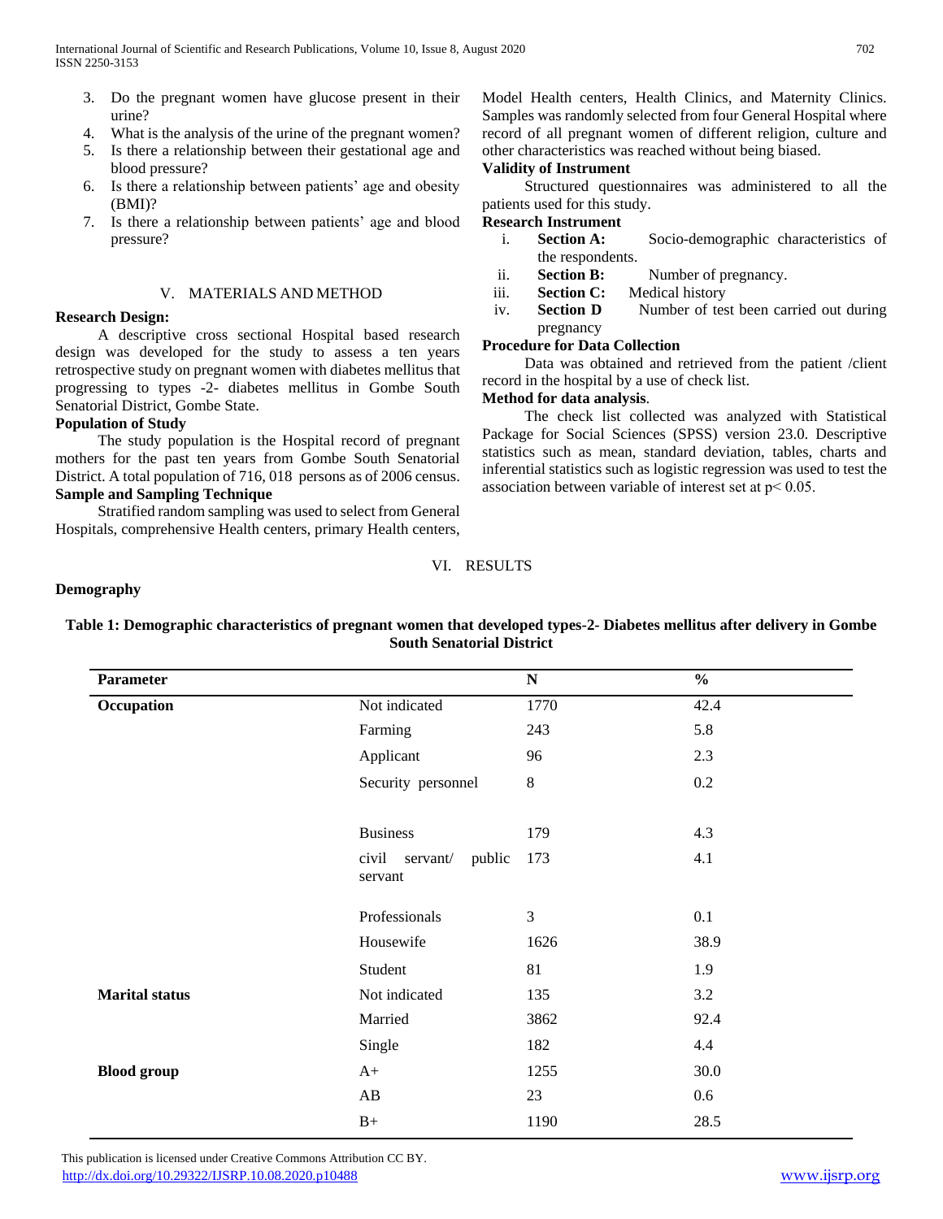3. Do the pregnant women have glucose present in their urine?
4. What is the analysis of the urine of the pregnant women?
5. Is there a relationship between their gestational age and blood pressure?
6. Is there a relationship between patients' age and obesity (BMI)?
7. Is there a relationship between patients' age and blood pressure?

## V. MATERIALS AND METHOD

**Research Design:**

A descriptive cross sectional Hospital based research design was developed for the study to assess a ten years retrospective study on pregnant women with diabetes mellitus that progressing to types -2- diabetes mellitus in Gombe South Senatorial District, Gombe State.

**Population of Study**

The study population is the Hospital record of pregnant mothers for the past ten years from Gombe South Senatorial District. A total population of 716, 018 persons as of 2006 census.

**Sample and Sampling Technique**

Stratified random sampling was used to select from General Hospitals, comprehensive Health centers, primary Health centers, Model Health centers, Health Clinics, and Maternity Clinics. Samples was randomly selected from four General Hospital where record of all pregnant women of different religion, culture and other characteristics was reached without being biased.

**Validity of Instrument**

Structured questionnaires was administered to all the patients used for this study.

**Research Instrument**

i. **Section A:** Socio-demographic characteristics of the respondents.
ii. **Section B:** Number of pregnancy.
iii. **Section C:** Medical history
iv. **Section D** Number of test been carried out during pregnancy

**Procedure for Data Collection**

Data was obtained and retrieved from the patient /client record in the hospital by a use of check list.

**Method for data analysis**.

The check list collected was analyzed with Statistical Package for Social Sciences (SPSS) version 23.0. Descriptive statistics such as mean, standard deviation, tables, charts and inferential statistics such as logistic regression was used to test the association between variable of interest set at $p< 0.05$.

## VI. RESULTS

**Demography**

**Table 1: Demographic characteristics of pregnant women that developed types-2- Diabetes mellitus after delivery in Gombe South Senatorial District**

| Parameter | | N | % |
|---|---|---|---|
| **Occupation** | Not indicated | 1770 | 42.4 |
| | Farming | 243 | 5.8 |
| | Applicant | 96 | 2.3 |
| | Security personnel | 8 | 0.2 |
| | Business | 179 | 4.3 |
| | civil servant/ public servant | 173 | 4.1 |
| | Professionals | 3 | 0.1 |
| | Housewife | 1626 | 38.9 |
| | Student | 81 | 1.9 |
| **Marital status** | Not indicated | 135 | 3.2 |
| | Married | 3862 | 92.4 |
| | Single | 182 | 4.4 |
| **Blood group** | A+ | 1255 | 30.0 |
| | AB | 23 | 0.6 |
| | B+ | 1190 | 28.5 |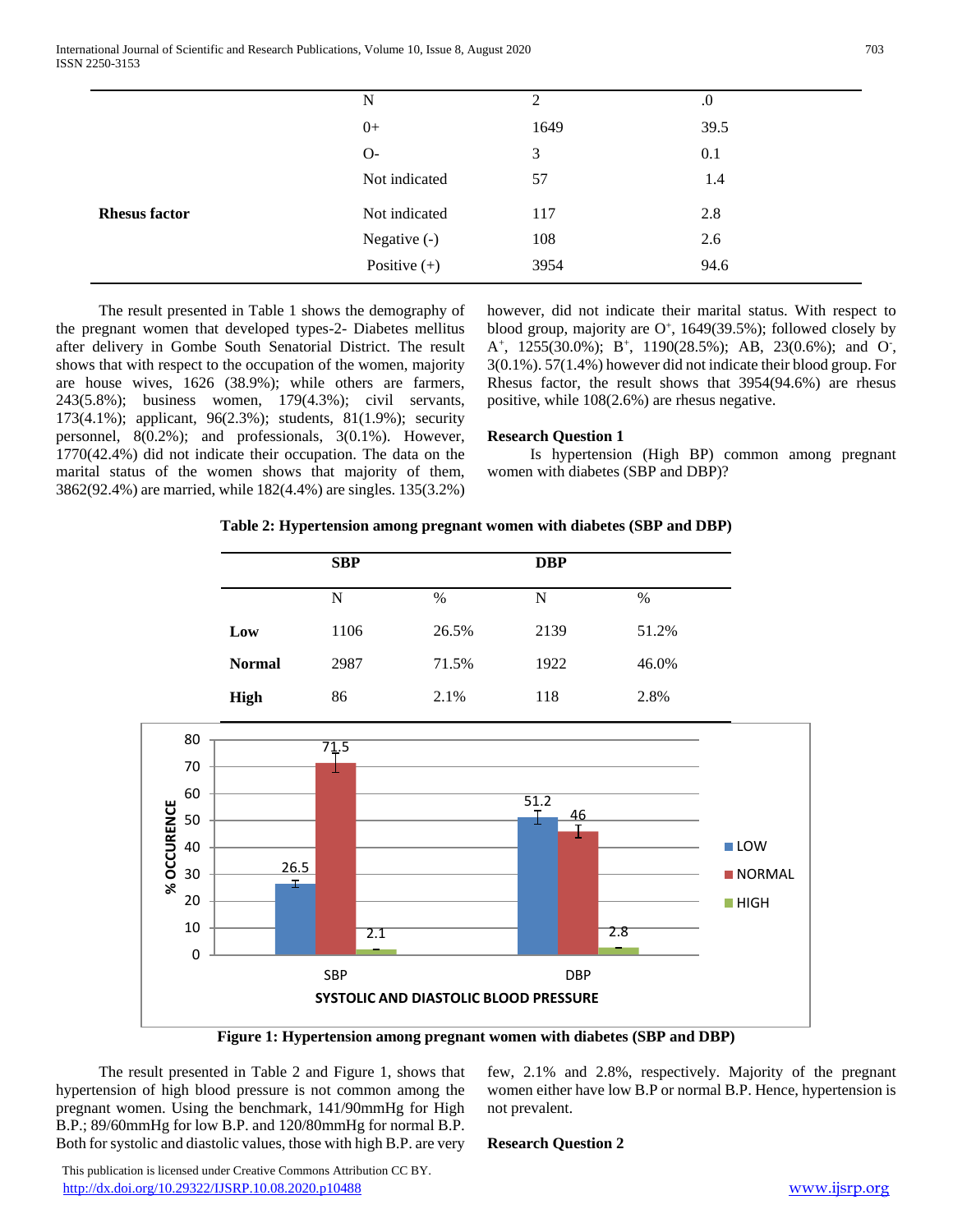| | | | |
|---|---|---|---|
| | N | 2 | .0 |
| | 0+ | 1649 | 39.5 |
| | O- | 3 | 0.1 |
| | Not indicated | 57 | 1.4 |
| **Rhesus factor** | Not indicated | 117 | 2.8 |
| | Negative (-) | 108 | 2.6 |
| | Positive (+) | 3954 | 94.6 |

The result presented in Table 1 shows the demography of the pregnant women that developed types-2- Diabetes mellitus after delivery in Gombe South Senatorial District. The result shows that with respect to the occupation of the women, majority are house wives, 1626 (38.9%); while others are farmers, 243(5.8%); business women, 179(4.3%); civil servants, 173(4.1%); applicant, 96(2.3%); students, 81(1.9%); security personnel, 8(0.2%); and professionals, 3(0.1%). However, 1770(42.4%) did not indicate their occupation. The data on the marital status of the women shows that majority of them, 3862(92.4%) are married, while 182(4.4%) are singles. 135(3.2%) however, did not indicate their marital status. With respect to blood group, majority are $O^{+}$, 1649(39.5%); followed closely by $A^{+}$, 1255(30.0%); $B^{+}$, 1190(28.5%); AB, 23(0.6%); and $O^{-}$, 3(0.1%). 57(1.4%) however did not indicate their blood group. For Rhesus factor, the result shows that 3954(94.6%) are rhesus positive, while 108(2.6%) are rhesus negative.

**Research Question 1**

Is hypertension (High BP) common among pregnant women with diabetes (SBP and DBP)?

**Table 2: Hypertension among pregnant women with diabetes (SBP and DBP)**

| | SBP | | DBP | |
|---|---|---|---|---|
| | N | % | N | % |
| **Low** | 1106 | 26.5% | 2139 | 51.2% |
| **Normal** | 2987 | 71.5% | 1922 | 46.0% |
| **High** | 86 | 2.1% | 118 | 2.8% |

**Figure 1: Hypertension among pregnant women with diabetes (SBP and DBP)**

The result presented in Table 2 and Figure 1, shows that hypertension of high blood pressure is not common among the pregnant women. Using the benchmark, 141/90mmHg for High B.P.; 89/60mmHg for low B.P. and 120/80mmHg for normal B.P. Both for systolic and diastolic values, those with high B.P. are very few, 2.1% and 2.8%, respectively. Majority of the pregnant women either have low B.P or normal B.P. Hence, hypertension is not prevalent.

**Research Question 2**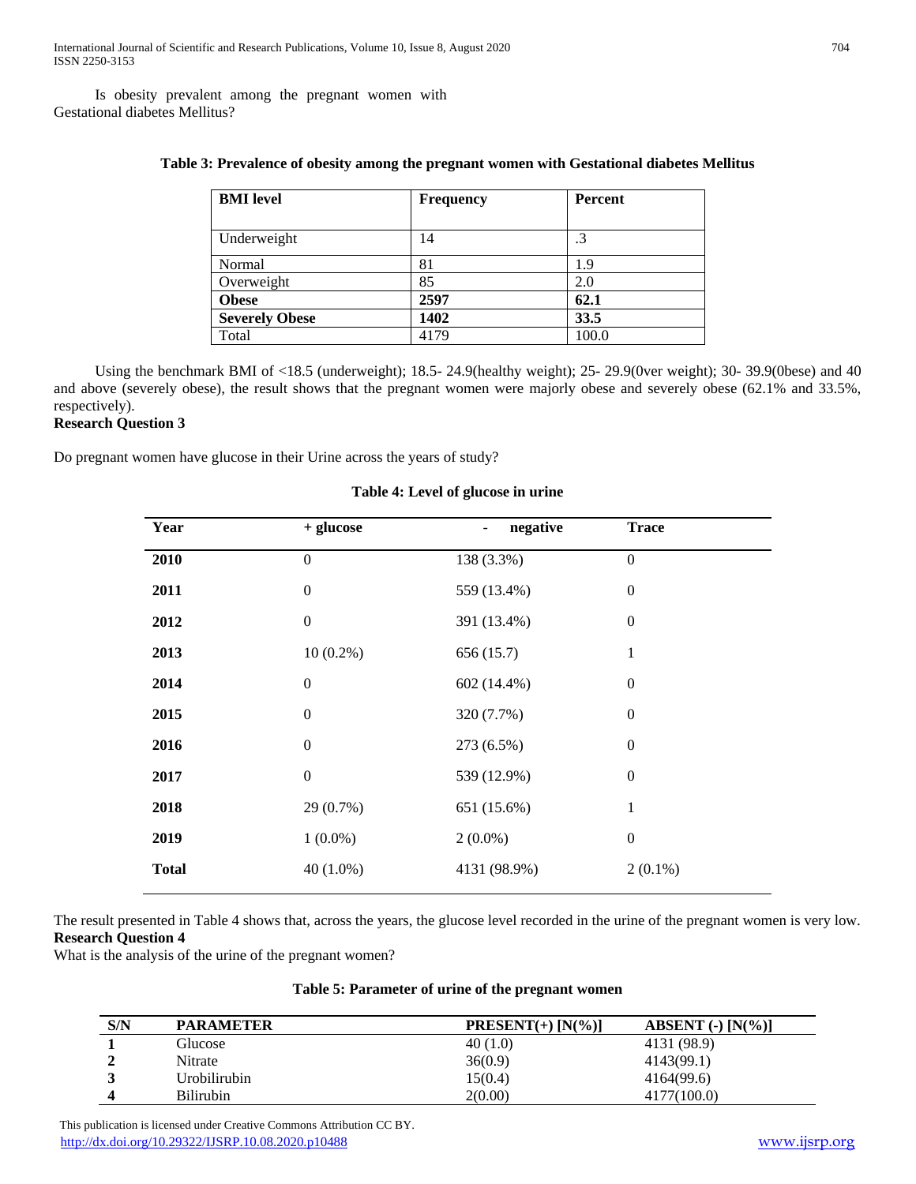Is obesity prevalent among the pregnant women with Gestational diabetes Mellitus?

**Table 3: Prevalence of obesity among the pregnant women with Gestational diabetes Mellitus**

| **BMI level** | **Frequency** | **Percent** |
|---|---|---|
| Underweight | 14 | .3 |
| Normal | 81 | 1.9 |
| Overweight | 85 | 2.0 |
| **Obese** | **2597** | **62.1** |
| **Severely Obese** | **1402** | **33.5** |
| Total | 4179 | 100.0 |

Using the benchmark BMI of <18.5 (underweight); 18.5- 24.9(healthy weight); 25- 29.9(0ver weight); 30- 39.9(0bese) and 40 and above (severely obese), the result shows that the pregnant women were majorly obese and severely obese (62.1% and 33.5%, respectively).

**Research Question 3**

Do pregnant women have glucose in their Urine across the years of study?

**Table 4: Level of glucose in urine**

| Year | + glucose | - negative | Trace |
|---|---|---|---|
| **2010** | 0 | 138 (3.3%) | 0 |
| **2011** | 0 | 559 (13.4%) | 0 |
| **2012** | 0 | 391 (13.4%) | 0 |
| **2013** | 10 (0.2%) | 656 (15.7) | 1 |
| **2014** | 0 | 602 (14.4%) | 0 |
| **2015** | 0 | 320 (7.7%) | 0 |
| **2016** | 0 | 273 (6.5%) | 0 |
| **2017** | 0 | 539 (12.9%) | 0 |
| **2018** | 29 (0.7%) | 651 (15.6%) | 1 |
| **2019** | 1 (0.0%) | 2 (0.0%) | 0 |
| **Total** | 40 (1.0%) | 4131 (98.9%) | 2 (0.1%) |

The result presented in Table 4 shows that, across the years, the glucose level recorded in the urine of the pregnant women is very low.

**Research Question 4**

What is the analysis of the urine of the pregnant women?

**Table 5: Parameter of urine of the pregnant women**

| S/N | PARAMETER | PRESENT(+) [N(%)] | ABSENT (-) [N(%)] |
|---|---|---|---|
| **1** | Glucose | 40 (1.0) | 4131 (98.9) |
| **2** | Nitrate | 36(0.9) | 4143(99.1) |
| **3** | Urobilirubin | 15(0.4) | 4164(99.6) |
| **4** | Bilirubin | 2(0.00) | 4177(100.0) |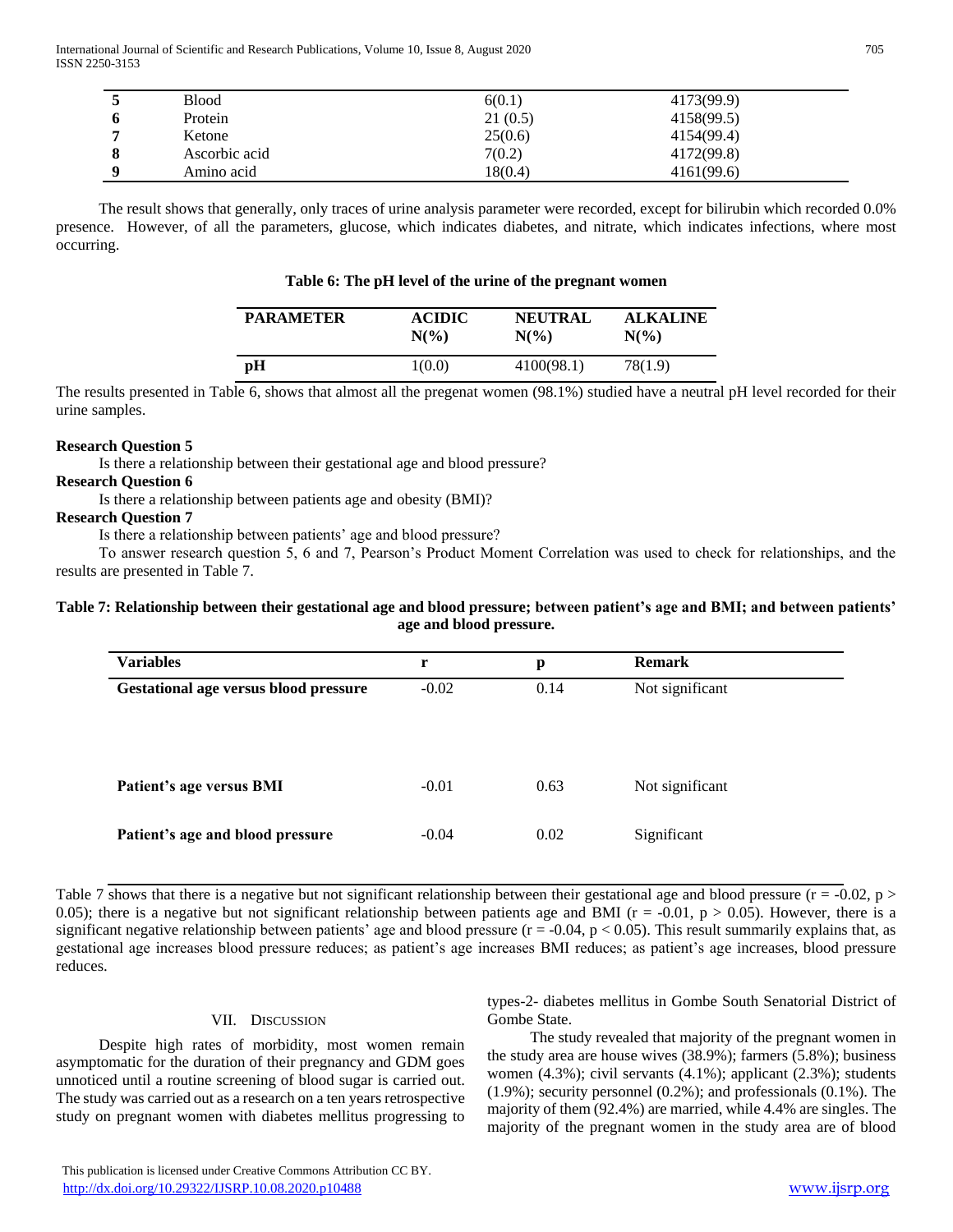| | | | |
|---|---|---|---|
| **5** | Blood | 6(0.1) | 4173(99.9) |
| **6** | Protein | 21 (0.5) | 4158(99.5) |
| **7** | Ketone | 25(0.6) | 4154(99.4) |
| **8** | Ascorbic acid | 7(0.2) | 4172(99.8) |
| **9** | Amino acid | 18(0.4) | 4161(99.6) |

The result shows that generally, only traces of urine analysis parameter were recorded, except for bilirubin which recorded 0.0% presence. However, of all the parameters, glucose, which indicates diabetes, and nitrate, which indicates infections, where most occurring.

**Table 6: The pH level of the urine of the pregnant women**

| PARAMETER | ACIDIC N(%) | NEUTRAL N(%) | ALKALINE N(%) |
|---|---|---|---|
| **pH** | 1(0.0) | 4100(98.1) | 78(1.9) |

The results presented in Table 6, shows that almost all the pregenat women (98.1%) studied have a neutral pH level recorded for their urine samples.

**Research Question 5**

Is there a relationship between their gestational age and blood pressure?

**Research Question 6**

Is there a relationship between patients age and obesity (BMI)?

**Research Question 7**

Is there a relationship between patients' age and blood pressure?

To answer research question 5, 6 and 7, Pearson's Product Moment Correlation was used to check for relationships, and the results are presented in Table 7.

**Table 7: Relationship between their gestational age and blood pressure; between patient's age and BMI; and between patients' age and blood pressure.**

| Variables | r | p | Remark |
|---|---|---|---|
| **Gestational age versus blood pressure** | -0.02 | 0.14 | Not significant |
| **Patient's age versus BMI** | -0.01 | 0.63 | Not significant |
| **Patient's age and blood pressure** | -0.04 | 0.02 | Significant |

Table 7 shows that there is a negative but not significant relationship between their gestational age and blood pressure ($r = -0.02$, $p > 0.05$); there is a negative but not significant relationship between patients age and BMI ($r = -0.01$, $p > 0.05$). However, there is a significant negative relationship between patients' age and blood pressure ($r = -0.04$, $p < 0.05$). This result summarily explains that, as gestational age increases blood pressure reduces; as patient's age increases BMI reduces; as patient's age increases, blood pressure reduces.

## VII. Discussion

Despite high rates of morbidity, most women remain asymptomatic for the duration of their pregnancy and GDM goes unnoticed until a routine screening of blood sugar is carried out. The study was carried out as a research on a ten years retrospective study on pregnant women with diabetes mellitus progressing to types-2- diabetes mellitus in Gombe South Senatorial District of Gombe State.

The study revealed that majority of the pregnant women in the study area are house wives (38.9%); farmers (5.8%); business women (4.3%); civil servants (4.1%); applicant (2.3%); students (1.9%); security personnel (0.2%); and professionals (0.1%). The majority of them (92.4%) are married, while 4.4% are singles. The majority of the pregnant women in the study area are of blood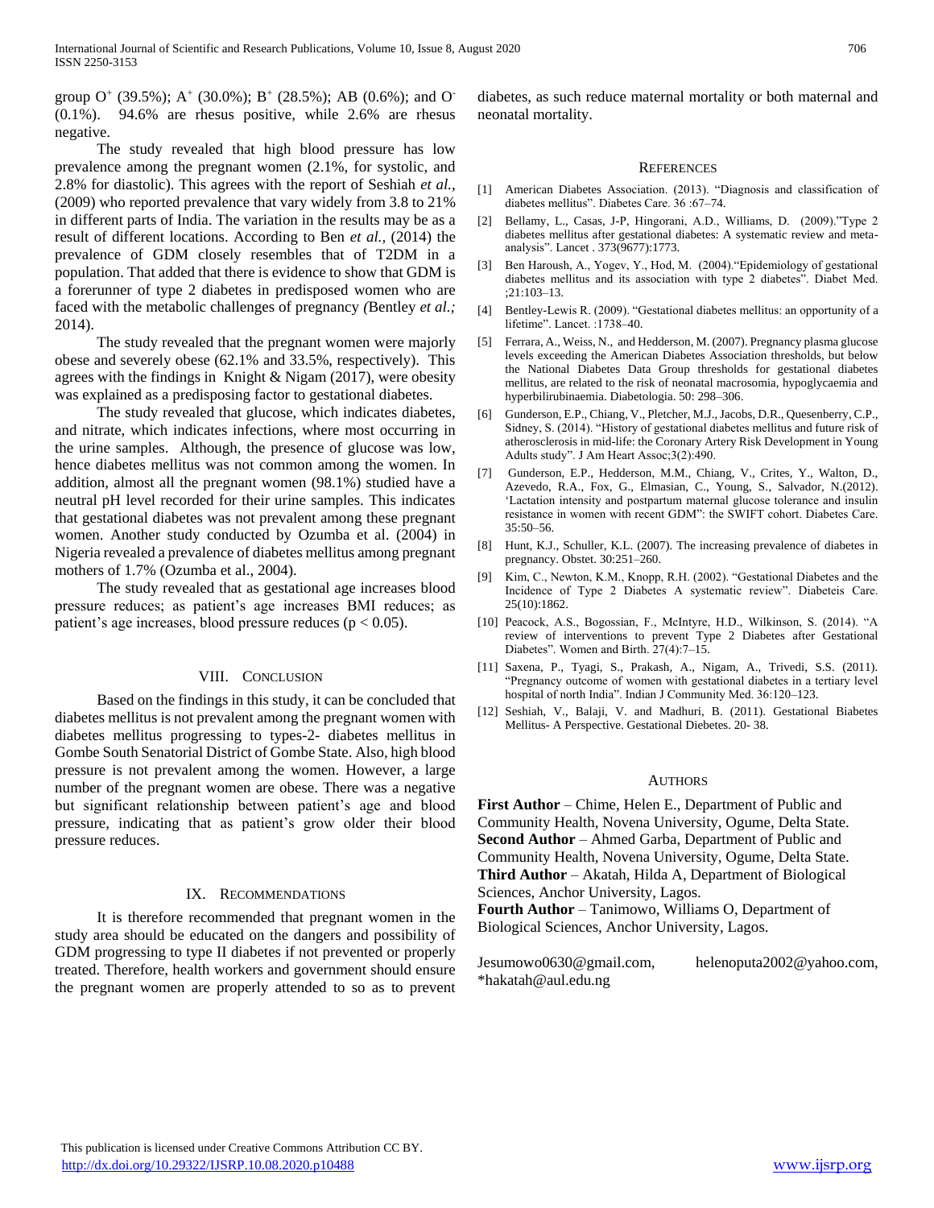group $O^+$ (39.5%); $A^+$ (30.0%); $B^+$ (28.5%); AB (0.6%); and $O^-$ (0.1%). 94.6% are rhesus positive, while 2.6% are rhesus negative.

The study revealed that high blood pressure has low prevalence among the pregnant women (2.1%, for systolic, and 2.8% for diastolic). This agrees with the report of Seshiah *et al.,* (2009) who reported prevalence that vary widely from 3.8 to 21% in different parts of India. The variation in the results may be as a result of different locations. According to Ben *et al.,* (2014) the prevalence of GDM closely resembles that of T2DM in a population. That added that there is evidence to show that GDM is a forerunner of type 2 diabetes in predisposed women who are faced with the metabolic challenges of pregnancy *(*Bentley *et al.;* 2014).

The study revealed that the pregnant women were majorly obese and severely obese (62.1% and 33.5%, respectively). This agrees with the findings in Knight & Nigam (2017), were obesity was explained as a predisposing factor to gestational diabetes.

The study revealed that glucose, which indicates diabetes, and nitrate, which indicates infections, where most occurring in the urine samples. Although, the presence of glucose was low, hence diabetes mellitus was not common among the women. In addition, almost all the pregnant women (98.1%) studied have a neutral pH level recorded for their urine samples. This indicates that gestational diabetes was not prevalent among these pregnant women. Another study conducted by Ozumba et al. (2004) in Nigeria revealed a prevalence of diabetes mellitus among pregnant mothers of 1.7% (Ozumba et al., 2004).

The study revealed that as gestational age increases blood pressure reduces; as patient's age increases BMI reduces; as patient's age increases, blood pressure reduces ($p < 0.05$).

## VIII. Conclusion

Based on the findings in this study, it can be concluded that diabetes mellitus is not prevalent among the pregnant women with diabetes mellitus progressing to types-2- diabetes mellitus in Gombe South Senatorial District of Gombe State. Also, high blood pressure is not prevalent among the women. However, a large number of the pregnant women are obese. There was a negative but significant relationship between patient's age and blood pressure, indicating that as patient's grow older their blood pressure reduces.

## IX. Recommendations

It is therefore recommended that pregnant women in the study area should be educated on the dangers and possibility of GDM progressing to type II diabetes if not prevented or properly treated. Therefore, health workers and government should ensure the pregnant women are properly attended to so as to prevent diabetes, as such reduce maternal mortality or both maternal and neonatal mortality.

## References

[1] American Diabetes Association. (2013). "Diagnosis and classification of diabetes mellitus". Diabetes Care. 36 :67–74.

[2] Bellamy, L., Casas, J-P, Hingorani, A.D., Williams, D. (2009)."Type 2 diabetes mellitus after gestational diabetes: A systematic review and meta-analysis". Lancet . 373(9677):1773.

[3] Ben Haroush, A., Yogev, Y., Hod, M. (2004)."Epidemiology of gestational diabetes mellitus and its association with type 2 diabetes". Diabet Med. ;21:103–13.

[4] Bentley-Lewis R. (2009). "Gestational diabetes mellitus: an opportunity of a lifetime". Lancet. :1738–40.

[5] Ferrara, A., Weiss, N., and Hedderson, M. (2007). Pregnancy plasma glucose levels exceeding the American Diabetes Association thresholds, but below the National Diabetes Data Group thresholds for gestational diabetes mellitus, are related to the risk of neonatal macrosomia, hypoglycaemia and hyperbilirubinaemia. Diabetologia. 50: 298–306.

[6] Gunderson, E.P., Chiang, V., Pletcher, M.J., Jacobs, D.R., Quesenberry, C.P., Sidney, S. (2014). "History of gestational diabetes mellitus and future risk of atherosclerosis in mid-life: the Coronary Artery Risk Development in Young Adults study". J Am Heart Assoc;3(2):490.

[7] Gunderson, E.P., Hedderson, M.M., Chiang, V., Crites, Y., Walton, D., Azevedo, R.A., Fox, G., Elmasian, C., Young, S., Salvador, N.(2012). 'Lactation intensity and postpartum maternal glucose tolerance and insulin resistance in women with recent GDM": the SWIFT cohort. Diabetes Care. 35:50–56.

[8] Hunt, K.J., Schuller, K.L. (2007). The increasing prevalence of diabetes in pregnancy. Obstet. 30:251–260.

[9] Kim, C., Newton, K.M., Knopp, R.H. (2002). "Gestational Diabetes and the Incidence of Type 2 Diabetes A systematic review". Diabeteis Care. 25(10):1862.

[10] Peacock, A.S., Bogossian, F., McIntyre, H.D., Wilkinson, S. (2014). "A review of interventions to prevent Type 2 Diabetes after Gestational Diabetes". Women and Birth. 27(4):7–15.

[11] Saxena, P., Tyagi, S., Prakash, A., Nigam, A., Trivedi, S.S. (2011). "Pregnancy outcome of women with gestational diabetes in a tertiary level hospital of north India". Indian J Community Med. 36:120–123.

[12] Seshiah, V., Balaji, V. and Madhuri, B. (2011). Gestational Biabetes Mellitus- A Perspective. Gestational Diebetes. 20- 38.

## Authors

**First Author** – Chime, Helen E., Department of Public and Community Health, Novena University, Ogume, Delta State.
**Second Author** – Ahmed Garba, Department of Public and Community Health, Novena University, Ogume, Delta State.
**Third Author** – Akatah, Hilda A, Department of Biological Sciences, Anchor University, Lagos.
**Fourth Author** – Tanimowo, Williams O, Department of Biological Sciences, Anchor University, Lagos.

Jesumowo0630@gmail.com, helenoputa2002@yahoo.com, *hakatah@aul.edu.ng